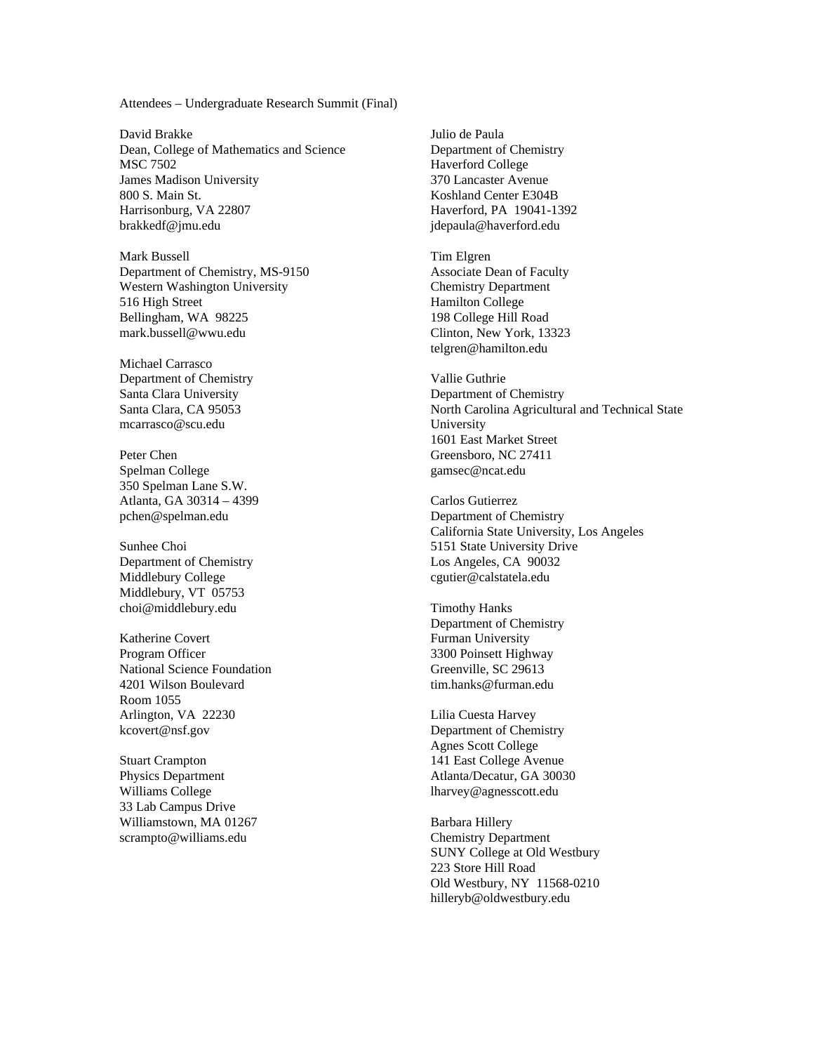Attendees – Undergraduate Research Summit (Final)

David Brakke
Dean, College of Mathematics and Science
MSC 7502
James Madison University
800 S. Main St.
Harrisonburg, VA 22807
brakkedf@jmu.edu

Mark Bussell
Department of Chemistry, MS-9150
Western Washington University
516 High Street
Bellingham, WA 98225
mark.bussell@wwu.edu

Michael Carrasco
Department of Chemistry
Santa Clara University
Santa Clara, CA 95053
mcarrasco@scu.edu

Peter Chen
Spelman College
350 Spelman Lane S.W.
Atlanta, GA 30314 – 4399
pchen@spelman.edu

Sunhee Choi
Department of Chemistry
Middlebury College
Middlebury, VT 05753
choi@middlebury.edu

Katherine Covert
Program Officer
National Science Foundation
4201 Wilson Boulevard
Room 1055
Arlington, VA 22230
kcovert@nsf.gov

Stuart Crampton
Physics Department
Williams College
33 Lab Campus Drive
Williamstown, MA 01267
scrampto@williams.edu

Julio de Paula
Department of Chemistry
Haverford College
370 Lancaster Avenue
Koshland Center E304B
Haverford, PA 19041-1392
jdepaula@haverford.edu

Tim Elgren
Associate Dean of Faculty
Chemistry Department
Hamilton College
198 College Hill Road
Clinton, New York, 13323
telgren@hamilton.edu

Vallie Guthrie
Department of Chemistry
North Carolina Agricultural and Technical State University
1601 East Market Street
Greensboro, NC 27411
gamsec@ncat.edu

Carlos Gutierrez
Department of Chemistry
California State University, Los Angeles
5151 State University Drive
Los Angeles, CA 90032
cgutier@calstatela.edu

Timothy Hanks
Department of Chemistry
Furman University
3300 Poinsett Highway
Greenville, SC 29613
tim.hanks@furman.edu

Lilia Cuesta Harvey
Department of Chemistry
Agnes Scott College
141 East College Avenue
Atlanta/Decatur, GA 30030
lharvey@agnesscott.edu

Barbara Hillery
Chemistry Department
SUNY College at Old Westbury
223 Store Hill Road
Old Westbury, NY 11568-0210
hilleryb@oldwestbury.edu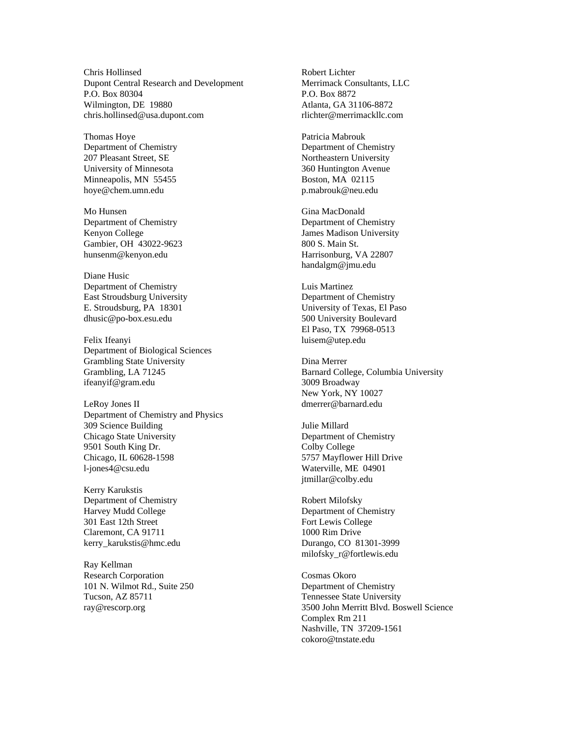Chris Hollinsed
Dupont Central Research and Development
P.O. Box 80304
Wilmington, DE 19880
chris.hollinsed@usa.dupont.com

Thomas Hoye
Department of Chemistry
207 Pleasant Street, SE
University of Minnesota
Minneapolis, MN 55455
hoye@chem.umn.edu

Mo Hunsen
Department of Chemistry
Kenyon College
Gambier, OH 43022-9623
hunsenm@kenyon.edu

Diane Husic
Department of Chemistry
East Stroudsburg University
E. Stroudsburg, PA 18301
dhusic@po-box.esu.edu

Felix Ifeanyi
Department of Biological Sciences
Grambling State University
Grambling, LA 71245
ifeanyif@gram.edu

LeRoy Jones II
Department of Chemistry and Physics
309 Science Building
Chicago State University
9501 South King Dr.
Chicago, IL 60628-1598
l-jones4@csu.edu

Kerry Karukstis
Department of Chemistry
Harvey Mudd College
301 East 12th Street
Claremont, CA 91711
kerry_karukstis@hmc.edu

Ray Kellman
Research Corporation
101 N. Wilmot Rd., Suite 250
Tucson, AZ 85711
ray@rescorp.org

Robert Lichter
Merrimack Consultants, LLC
P.O. Box 8872
Atlanta, GA 31106-8872
rlichter@merrimackllc.com

Patricia Mabrouk
Department of Chemistry
Northeastern University
360 Huntington Avenue
Boston, MA 02115
p.mabrouk@neu.edu

Gina MacDonald
Department of Chemistry
James Madison University
800 S. Main St.
Harrisonburg, VA 22807
handalgm@jmu.edu

Luis Martinez
Department of Chemistry
University of Texas, El Paso
500 University Boulevard
El Paso, TX 79968-0513
luisem@utep.edu

Dina Merrer
Barnard College, Columbia University
3009 Broadway
New York, NY 10027
dmerrer@barnard.edu

Julie Millard
Department of Chemistry
Colby College
5757 Mayflower Hill Drive
Waterville, ME 04901
jtmillar@colby.edu

Robert Milofsky
Department of Chemistry
Fort Lewis College
1000 Rim Drive
Durango, CO 81301-3999
milofsky_r@fortlewis.edu

Cosmas Okoro
Department of Chemistry
Tennessee State University
3500 John Merritt Blvd. Boswell Science Complex Rm 211
Nashville, TN 37209-1561
cokoro@tnstate.edu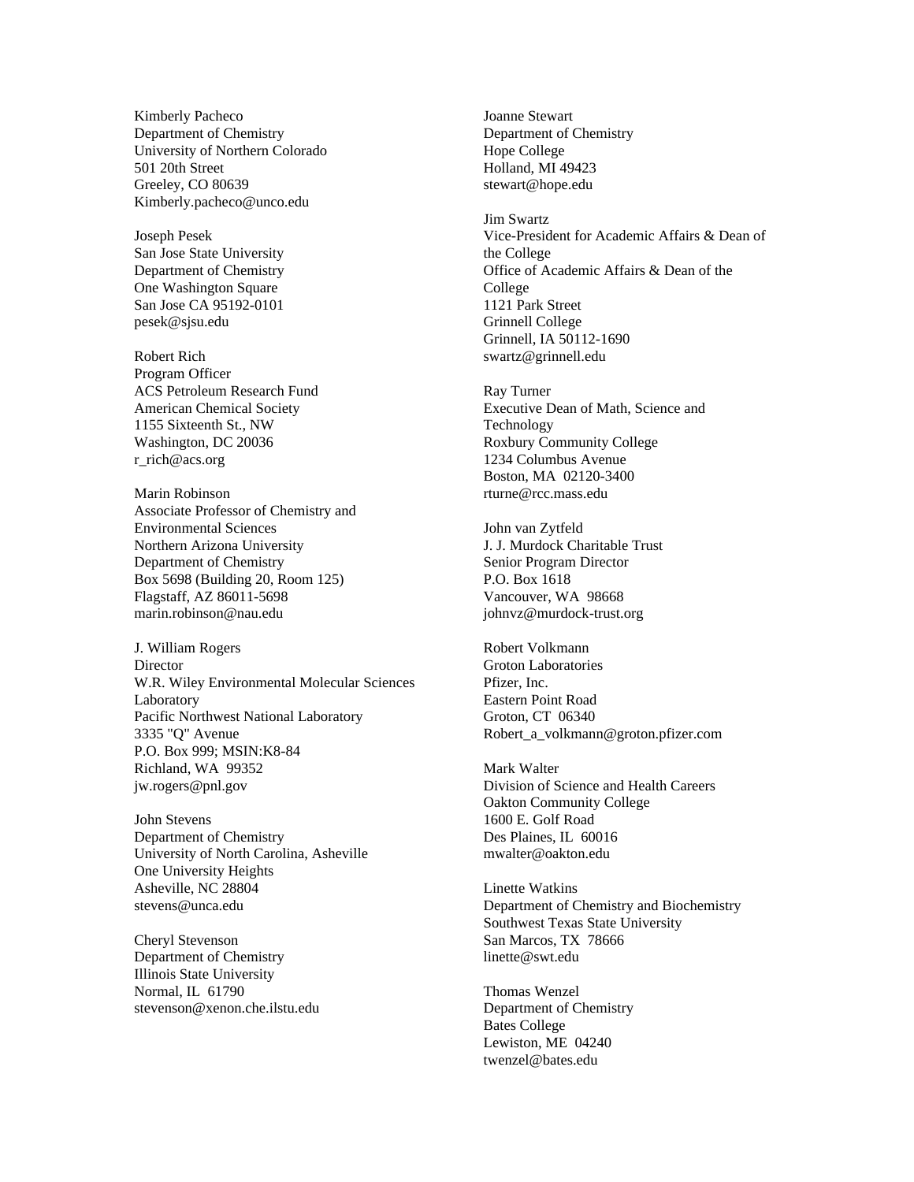Kimberly Pacheco
Department of Chemistry
University of Northern Colorado
501 20th Street
Greeley, CO 80639
Kimberly.pacheco@unco.edu

Joseph Pesek
San Jose State University
Department of Chemistry
One Washington Square
San Jose CA 95192-0101
pesek@sjsu.edu

Robert Rich
Program Officer
ACS Petroleum Research Fund
American Chemical Society
1155 Sixteenth St., NW
Washington, DC 20036
r_rich@acs.org

Marin Robinson
Associate Professor of Chemistry and Environmental Sciences
Northern Arizona University
Department of Chemistry
Box 5698 (Building 20, Room 125)
Flagstaff, AZ 86011-5698
marin.robinson@nau.edu

J. William Rogers
Director
W.R. Wiley Environmental Molecular Sciences Laboratory
Pacific Northwest National Laboratory
3335 "Q" Avenue
P.O. Box 999; MSIN:K8-84
Richland, WA 99352
jw.rogers@pnl.gov

John Stevens
Department of Chemistry
University of North Carolina, Asheville
One University Heights
Asheville, NC 28804
stevens@unca.edu

Cheryl Stevenson
Department of Chemistry
Illinois State University
Normal, IL 61790
stevenson@xenon.che.ilstu.edu

Joanne Stewart
Department of Chemistry
Hope College
Holland, MI 49423
stewart@hope.edu

Jim Swartz
Vice-President for Academic Affairs & Dean of the College
Office of Academic Affairs & Dean of the College
1121 Park Street
Grinnell College
Grinnell, IA 50112-1690
swartz@grinnell.edu

Ray Turner
Executive Dean of Math, Science and Technology
Roxbury Community College
1234 Columbus Avenue
Boston, MA 02120-3400
rturne@rcc.mass.edu

John van Zytfeld
J. J. Murdock Charitable Trust
Senior Program Director
P.O. Box 1618
Vancouver, WA 98668
johnvz@murdock-trust.org

Robert Volkmann
Groton Laboratories
Pfizer, Inc.
Eastern Point Road
Groton, CT 06340
Robert_a_volkmann@groton.pfizer.com

Mark Walter
Division of Science and Health Careers
Oakton Community College
1600 E. Golf Road
Des Plaines, IL 60016
mwalter@oakton.edu

Linette Watkins
Department of Chemistry and Biochemistry
Southwest Texas State University
San Marcos, TX 78666
linette@swt.edu

Thomas Wenzel
Department of Chemistry
Bates College
Lewiston, ME 04240
twenzel@bates.edu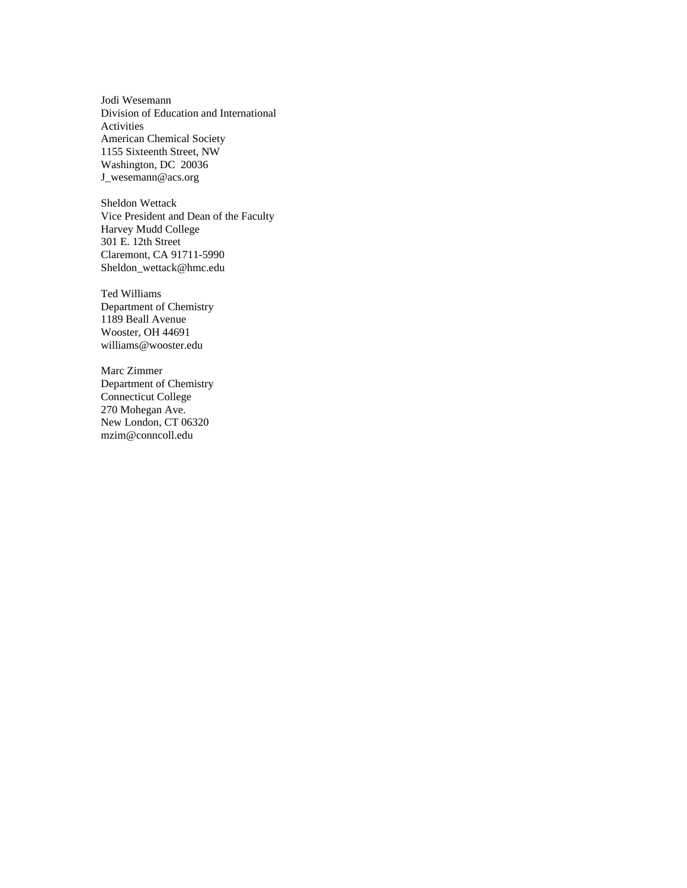Jodi Wesemann
Division of Education and International Activities
American Chemical Society
1155 Sixteenth Street, NW
Washington, DC 20036
J_wesemann@acs.org

Sheldon Wettack
Vice President and Dean of the Faculty
Harvey Mudd College
301 E. 12th Street
Claremont, CA 91711-5990
Sheldon_wettack@hmc.edu

Ted Williams
Department of Chemistry
1189 Beall Avenue
Wooster, OH 44691
williams@wooster.edu

Marc Zimmer
Department of Chemistry
Connecticut College
270 Mohegan Ave.
New London, CT 06320
mzim@conncoll.edu